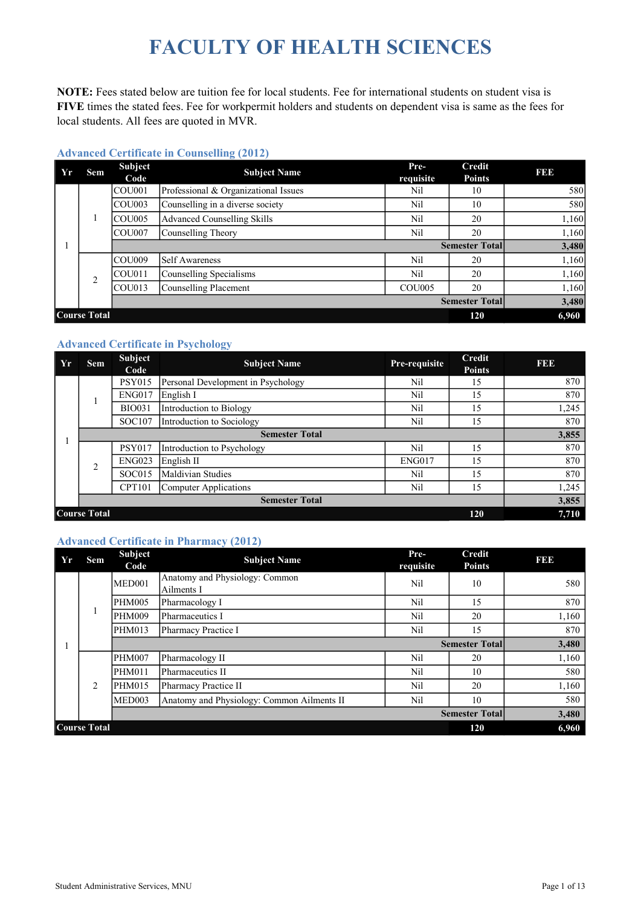# FACULTY OF HEALTH SCIENCES

**NOTE:** Fees stated below are tuition fee for local students. Fee for international students on student visa is **FIVE** times the stated fees. Fee for workpermit holders and students on dependent visa is same as the fees for local students. All fees are quoted in MVR.

### Advanced Certificate in Counselling (2012)

| Yr | Sem | Subject Code | Subject Name | Pre-requisite | Credit Points | FEE |
|---|---|---|---|---|---|---|
| 1 | 1 | COU001 | Professional & Organizational Issues | Nil | 10 | 580 |
| | | COU003 | Counselling in a diverse society | Nil | 10 | 580 |
| | | COU005 | Advanced Counselling Skills | Nil | 20 | 1,160 |
| | | COU007 | Counselling Theory | Nil | 20 | 1,160 |
| | | | | | Semester Total | 3,480 |
| | 2 | COU009 | Self Awareness | Nil | 20 | 1,160 |
| | | COU011 | Counselling Specialisms | Nil | 20 | 1,160 |
| | | COU013 | Counselling Placement | COU005 | 20 | 1,160 |
| | | | | | Semester Total | 3,480 |
| Course Total | | | | | 120 | 6,960 |

### Advanced Certificate in Psychology

| Yr | Sem | Subject Code | Subject Name | Pre-requisite | Credit Points | FEE |
|---|---|---|---|---|---|---|
| 1 | 1 | PSY015 | Personal Development in Psychology | Nil | 15 | 870 |
| | | ENG017 | English I | Nil | 15 | 870 |
| | | BIO031 | Introduction to Biology | Nil | 15 | 1,245 |
| | | SOC107 | Introduction to Sociology | Nil | 15 | 870 |
| | | | Semester Total | | | 3,855 |
| | 2 | PSY017 | Introduction to Psychology | Nil | 15 | 870 |
| | | ENG023 | English II | ENG017 | 15 | 870 |
| | | SOC015 | Maldivian Studies | Nil | 15 | 870 |
| | | CPT101 | Computer Applications | Nil | 15 | 1,245 |
| | | | Semester Total | | | 3,855 |
| Course Total | | | | | 120 | 7,710 |

### Advanced Certificate in Pharmacy (2012)

| Yr | Sem | Subject Code | Subject Name | Pre-requisite | Credit Points | FEE |
|---|---|---|---|---|---|---|
| 1 | 1 | MED001 | Anatomy and Physiology: Common Ailments I | Nil | 10 | 580 |
| | | PHM005 | Pharmacology I | Nil | 15 | 870 |
| | | PHM009 | Pharmaceutics I | Nil | 20 | 1,160 |
| | | PHM013 | Pharmacy Practice I | Nil | 15 | 870 |
| | | | | | Semester Total | 3,480 |
| | 2 | PHM007 | Pharmacology II | Nil | 20 | 1,160 |
| | | PHM011 | Pharmaceutics II | Nil | 10 | 580 |
| | | PHM015 | Pharmacy Practice II | Nil | 20 | 1,160 |
| | | MED003 | Anatomy and Physiology: Common Ailments II | Nil | 10 | 580 |
| | | | | | Semester Total | 3,480 |
| Course Total | | | | | 120 | 6,960 |

Student Administrative Services, MNU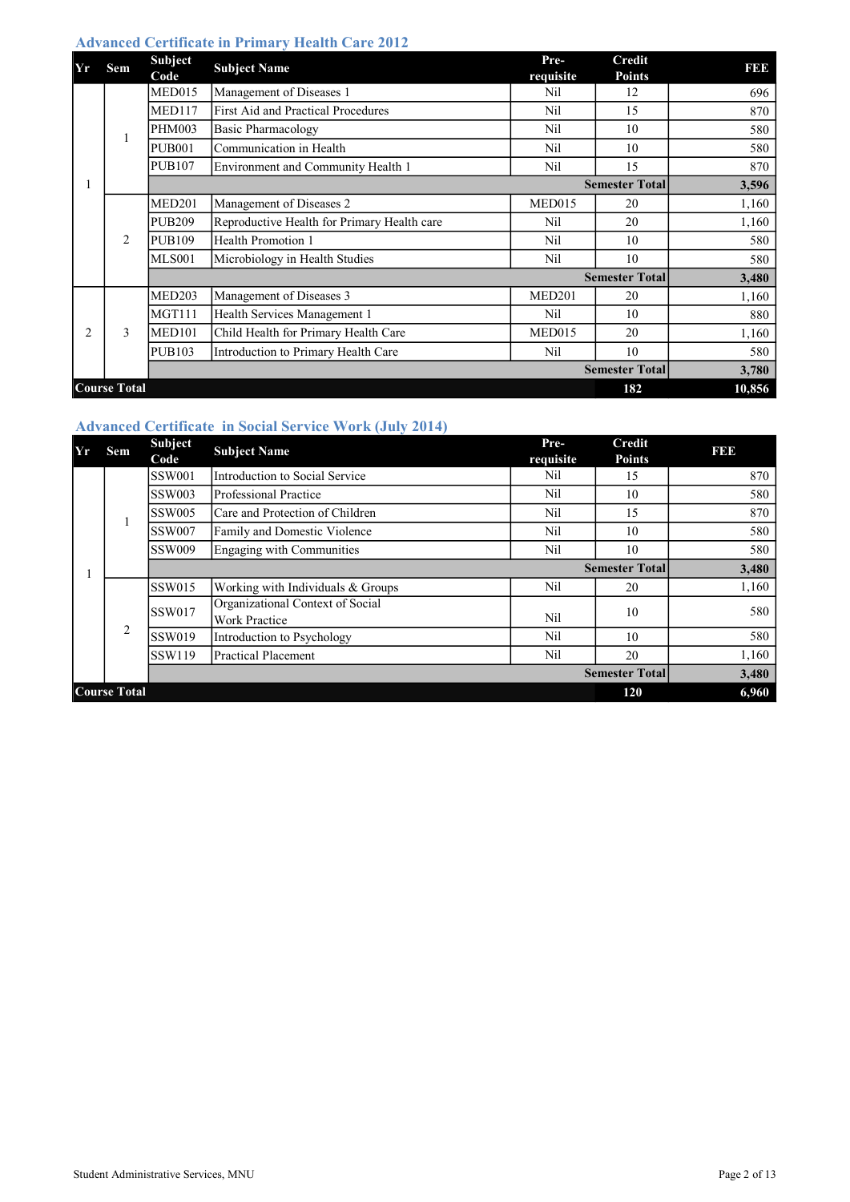## Advanced Certificate in Primary Health Care 2012

| Yr | Sem | Subject Code | Subject Name | Pre-requisite | Credit Points | FEE |
|---|---|---|---|---|---|---|
| 1 | 1 | MED015 | Management of Diseases 1 | Nil | 12 | 696 |
| | | MED117 | First Aid and Practical Procedures | Nil | 15 | 870 |
| | | PHM003 | Basic Pharmacology | Nil | 10 | 580 |
| | | PUB001 | Communication in Health | Nil | 10 | 580 |
| | | PUB107 | Environment and Community Health 1 | Nil | 15 | 870 |
| | | | | | **Semester Total** | **3,596** |
| | 2 | MED201 | Management of Diseases 2 | MED015 | 20 | 1,160 |
| | | PUB209 | Reproductive Health for Primary Health care | Nil | 20 | 1,160 |
| | | PUB109 | Health Promotion 1 | Nil | 10 | 580 |
| | | MLS001 | Microbiology in Health Studies | Nil | 10 | 580 |
| | | | | | **Semester Total** | **3,480** |
| 2 | 3 | MED203 | Management of Diseases 3 | MED201 | 20 | 1,160 |
| | | MGT111 | Health Services Management 1 | Nil | 10 | 880 |
| | | MED101 | Child Health for Primary Health Care | MED015 | 20 | 1,160 |
| | | PUB103 | Introduction to Primary Health Care | Nil | 10 | 580 |
| | | | | | **Semester Total** | **3,780** |
| **Course Total** | | | | | **182** | **10,856** |

## Advanced Certificate in Social Service Work (July 2014)

| Yr | Sem | Subject Code | Subject Name | Pre-requisite | Credit Points | FEE |
|---|---|---|---|---|---|---|
| 1 | 1 | SSW001 | Introduction to Social Service | Nil | 15 | 870 |
| | | SSW003 | Professional Practice | Nil | 10 | 580 |
| | | SSW005 | Care and Protection of Children | Nil | 15 | 870 |
| | | SSW007 | Family and Domestic Violence | Nil | 10 | 580 |
| | | SSW009 | Engaging with Communities | Nil | 10 | 580 |
| | | | | | **Semester Total** | **3,480** |
| | 2 | SSW015 | Working with Individuals & Groups | Nil | 20 | 1,160 |
| | | SSW017 | Organizational Context of Social Work Practice | Nil | 10 | 580 |
| | | SSW019 | Introduction to Psychology | Nil | 10 | 580 |
| | | SSW119 | Practical Placement | Nil | 20 | 1,160 |
| | | | | | **Semester Total** | **3,480** |
| **Course Total** | | | | | **120** | **6,960** |

Student Administrative Services, MNU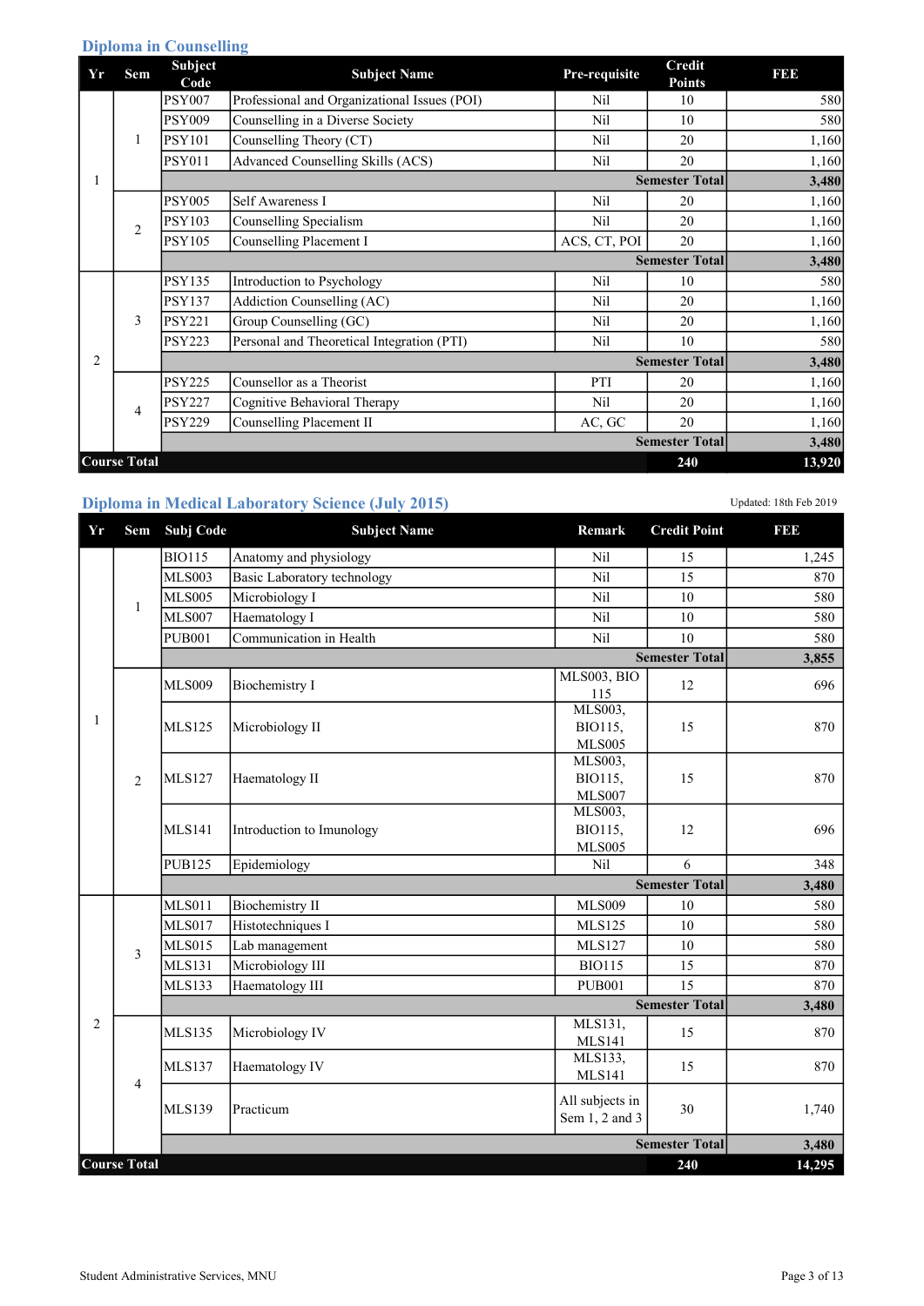## Diploma in Counselling

| Yr | Sem | Subject Code | Subject Name | Pre-requisite | Credit Points | FEE |
|---|---|---|---|---|---|---|
| 1 | 1 | PSY007 | Professional and Organizational Issues (POI) | Nil | 10 | 580 |
| | | PSY009 | Counselling in a Diverse Society | Nil | 10 | 580 |
| | | PSY101 | Counselling Theory (CT) | Nil | 20 | 1,160 |
| | | PSY011 | Advanced Counselling Skills (ACS) | Nil | 20 | 1,160 |
| | | | | | **Semester Total** | **3,480** |
| | 2 | PSY005 | Self Awareness I | Nil | 20 | 1,160 |
| | | PSY103 | Counselling Specialism | Nil | 20 | 1,160 |
| | | PSY105 | Counselling Placement I | ACS, CT, POI | 20 | 1,160 |
| | | | | | **Semester Total** | **3,480** |
| 2 | 3 | PSY135 | Introduction to Psychology | Nil | 10 | 580 |
| | | PSY137 | Addiction Counselling (AC) | Nil | 20 | 1,160 |
| | | PSY221 | Group Counselling (GC) | Nil | 20 | 1,160 |
| | | PSY223 | Personal and Theoretical Integration (PTI) | Nil | 10 | 580 |
| | | | | | **Semester Total** | **3,480** |
| | 4 | PSY225 | Counsellor as a Theorist | PTI | 20 | 1,160 |
| | | PSY227 | Cognitive Behavioral Therapy | Nil | 20 | 1,160 |
| | | PSY229 | Counselling Placement II | AC, GC | 20 | 1,160 |
| | | | | | **Semester Total** | **3,480** |
| **Course Total** | | | | | **240** | **13,920** |

## Diploma in Medical Laboratory Science (July 2015)

Updated: 18th Feb 2019

| Yr | Sem | Subj Code | Subject Name | Remark | Credit Point | FEE |
|---|---|---|---|---|---|---|
| 1 | 1 | BIO115 | Anatomy and physiology | Nil | 15 | 1,245 |
| | | MLS003 | Basic Laboratory technology | Nil | 15 | 870 |
| | | MLS005 | Microbiology I | Nil | 10 | 580 |
| | | MLS007 | Haematology I | Nil | 10 | 580 |
| | | PUB001 | Communication in Health | Nil | 10 | 580 |
| | | | | | **Semester Total** | **3,855** |
| | 2 | MLS009 | Biochemistry I | MLS003, BIO 115 | 12 | 696 |
| | | MLS125 | Microbiology II | MLS003, BIO115, MLS005 | 15 | 870 |
| | | MLS127 | Haematology II | MLS003, BIO115, MLS007 | 15 | 870 |
| | | MLS141 | Introduction to Imunology | MLS003, BIO115, MLS005 | 12 | 696 |
| | | PUB125 | Epidemiology | Nil | 6 | 348 |
| | | | | | **Semester Total** | **3,480** |
| 2 | 3 | MLS011 | Biochemistry II | MLS009 | 10 | 580 |
| | | MLS017 | Histotechniques I | MLS125 | 10 | 580 |
| | | MLS015 | Lab management | MLS127 | 10 | 580 |
| | | MLS131 | Microbiology III | BIO115 | 15 | 870 |
| | | MLS133 | Haematology III | PUB001 | 15 | 870 |
| | | | | | **Semester Total** | **3,480** |
| | 4 | MLS135 | Microbiology IV | MLS131, MLS141 | 15 | 870 |
| | | MLS137 | Haematology IV | MLS133, MLS141 | 15 | 870 |
| | | MLS139 | Practicum | All subjects in Sem 1, 2 and 3 | 30 | 1,740 |
| | | | | | **Semester Total** | **3,480** |
| **Course Total** | | | | | **240** | **14,295** |

Student Administrative Services, MNU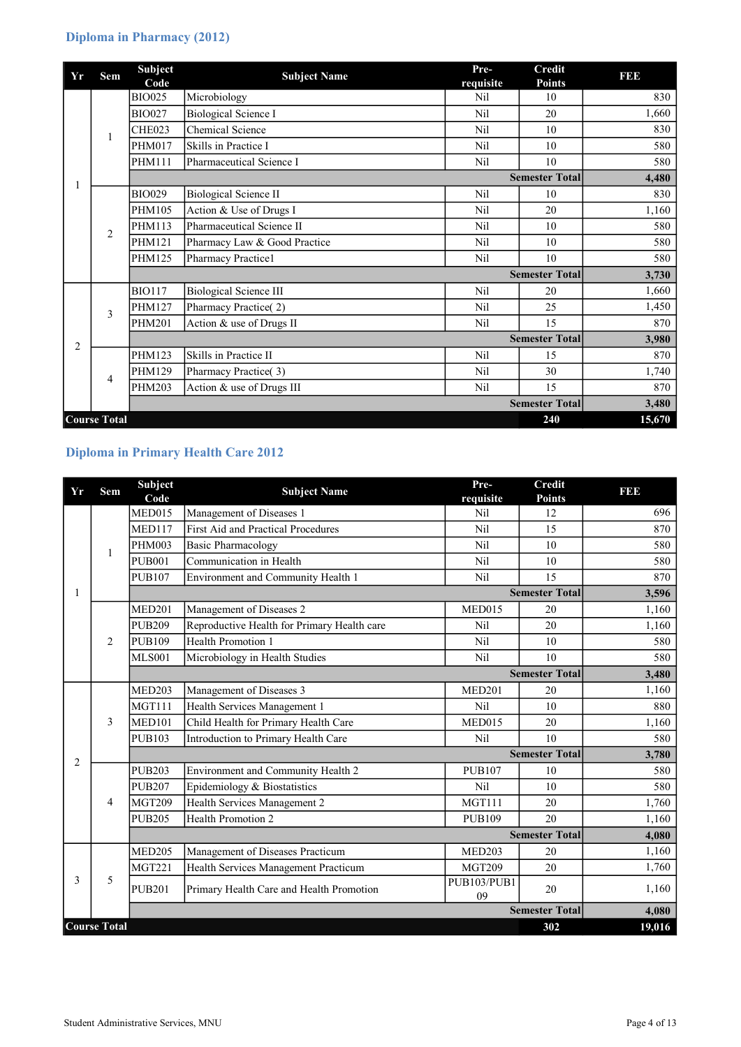## Diploma in Pharmacy (2012)

| Yr | Sem | Subject Code | Subject Name | Pre-requisite | Credit Points | FEE |
|---|---|---|---|---|---|---|
| 1 | 1 | BIO025 | Microbiology | Nil | 10 | 830 |
| | | BIO027 | Biological Science I | Nil | 20 | 1,660 |
| | | CHE023 | Chemical Science | Nil | 10 | 830 |
| | | PHM017 | Skills in Practice I | Nil | 10 | 580 |
| | | PHM111 | Pharmaceutical Science I | Nil | 10 | 580 |
| | | | | | **Semester Total** | **4,480** |
| | 2 | BIO029 | Biological Science II | Nil | 10 | 830 |
| | | PHM105 | Action & Use of Drugs I | Nil | 20 | 1,160 |
| | | PHM113 | Pharmaceutical Science II | Nil | 10 | 580 |
| | | PHM121 | Pharmacy Law & Good Practice | Nil | 10 | 580 |
| | | PHM125 | Pharmacy Practice1 | Nil | 10 | 580 |
| | | | | | **Semester Total** | **3,730** |
| 2 | 3 | BIO117 | Biological Science III | Nil | 20 | 1,660 |
| | | PHM127 | Pharmacy Practice( 2) | Nil | 25 | 1,450 |
| | | PHM201 | Action & use of Drugs II | Nil | 15 | 870 |
| | | | | | **Semester Total** | **3,980** |
| | 4 | PHM123 | Skills in Practice II | Nil | 15 | 870 |
| | | PHM129 | Pharmacy Practice( 3) | Nil | 30 | 1,740 |
| | | PHM203 | Action & use of Drugs III | Nil | 15 | 870 |
| | | | | | **Semester Total** | **3,480** |
| **Course Total** | | | | | **240** | **15,670** |

## Diploma in Primary Health Care 2012

| Yr | Sem | Subject Code | Subject Name | Pre-requisite | Credit Points | FEE |
|---|---|---|---|---|---|---|
| 1 | 1 | MED015 | Management of Diseases 1 | Nil | 12 | 696 |
| | | MED117 | First Aid and Practical Procedures | Nil | 15 | 870 |
| | | PHM003 | Basic Pharmacology | Nil | 10 | 580 |
| | | PUB001 | Communication in Health | Nil | 10 | 580 |
| | | PUB107 | Environment and Community Health 1 | Nil | 15 | 870 |
| | | | | | **Semester Total** | **3,596** |
| | 2 | MED201 | Management of Diseases 2 | MED015 | 20 | 1,160 |
| | | PUB209 | Reproductive Health for Primary Health care | Nil | 20 | 1,160 |
| | | PUB109 | Health Promotion 1 | Nil | 10 | 580 |
| | | MLS001 | Microbiology in Health Studies | Nil | 10 | 580 |
| | | | | | **Semester Total** | **3,480** |
| 2 | 3 | MED203 | Management of Diseases 3 | MED201 | 20 | 1,160 |
| | | MGT111 | Health Services Management 1 | Nil | 10 | 880 |
| | | MED101 | Child Health for Primary Health Care | MED015 | 20 | 1,160 |
| | | PUB103 | Introduction to Primary Health Care | Nil | 10 | 580 |
| | | | | | **Semester Total** | **3,780** |
| | 4 | PUB203 | Environment and Community Health 2 | PUB107 | 10 | 580 |
| | | PUB207 | Epidemiology & Biostatistics | Nil | 10 | 580 |
| | | MGT209 | Health Services Management 2 | MGT111 | 20 | 1,760 |
| | | PUB205 | Health Promotion 2 | PUB109 | 20 | 1,160 |
| | | | | | **Semester Total** | **4,080** |
| 3 | 5 | MED205 | Management of Diseases Practicum | MED203 | 20 | 1,160 |
| | | MGT221 | Health Services Management Practicum | MGT209 | 20 | 1,760 |
| | | PUB201 | Primary Health Care and Health Promotion | PUB103/PUB109 | 20 | 1,160 |
| | | | | | **Semester Total** | **4,080** |
| **Course Total** | | | | | **302** | **19,016** |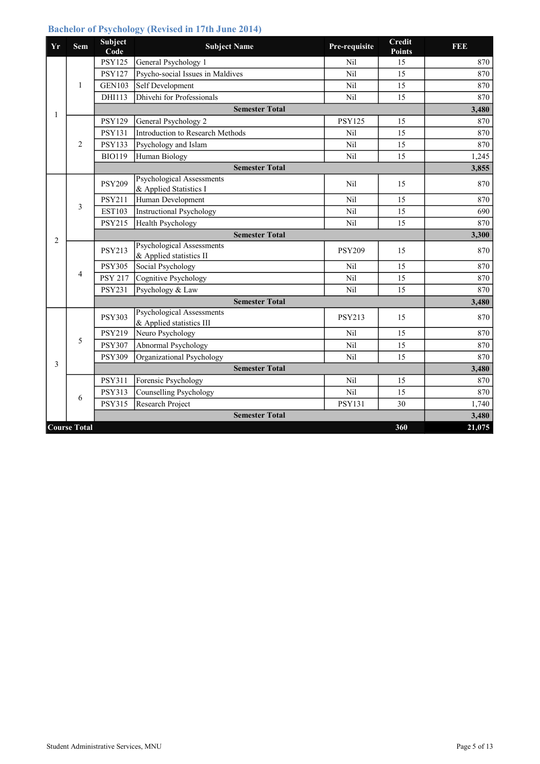## Bachelor of Psychology (Revised in 17th June 2014)

| Yr | Sem | Subject Code | Subject Name | Pre-requisite | Credit Points | FEE |
|---|---|---|---|---|---|---|
| 1 | 1 | PSY125 | General Psychology 1 | Nil | 15 | 870 |
| | | PSY127 | Psycho-social Issues in Maldives | Nil | 15 | 870 |
| | | GEN103 | Self Development | Nil | 15 | 870 |
| | | DHI113 | Dhivehi for Professionals | Nil | 15 | 870 |
| | | **Semester Total** | | | | **3,480** |
| | 2 | PSY129 | General Psychology 2 | PSY125 | 15 | 870 |
| | | PSY131 | Introduction to Research Methods | Nil | 15 | 870 |
| | | PSY133 | Psychology and Islam | Nil | 15 | 870 |
| | | BIO119 | Human Biology | Nil | 15 | 1,245 |
| | | **Semester Total** | | | | **3,855** |
| 2 | 3 | PSY209 | Psychological Assessments & Applied Statistics I | Nil | 15 | 870 |
| | | PSY211 | Human Development | Nil | 15 | 870 |
| | | EST103 | Instructional Psychology | Nil | 15 | 690 |
| | | PSY215 | Health Psychology | Nil | 15 | 870 |
| | | **Semester Total** | | | | **3,300** |
| | 4 | PSY213 | Psychological Assessments & Applied statistics II | PSY209 | 15 | 870 |
| | | PSY305 | Social Psychology | Nil | 15 | 870 |
| | | PSY 217 | Cognitive Psychology | Nil | 15 | 870 |
| | | PSY231 | Psychology & Law | Nil | 15 | 870 |
| | | **Semester Total** | | | | **3,480** |
| 3 | 5 | PSY303 | Psychological Assessments & Applied statistics III | PSY213 | 15 | 870 |
| | | PSY219 | Neuro Psychology | Nil | 15 | 870 |
| | | PSY307 | Abnormal Psychology | Nil | 15 | 870 |
| | | PSY309 | Organizational Psychology | Nil | 15 | 870 |
| | | **Semester Total** | | | | **3,480** |
| | 6 | PSY311 | Forensic Psychology | Nil | 15 | 870 |
| | | PSY313 | Counselling Psychology | Nil | 15 | 870 |
| | | PSY315 | Research Project | PSY131 | 30 | 1,740 |
| | | **Semester Total** | | | | **3,480** |
| **Course Total** | | | | | **360** | **21,075** |

Student Administrative Services, MNU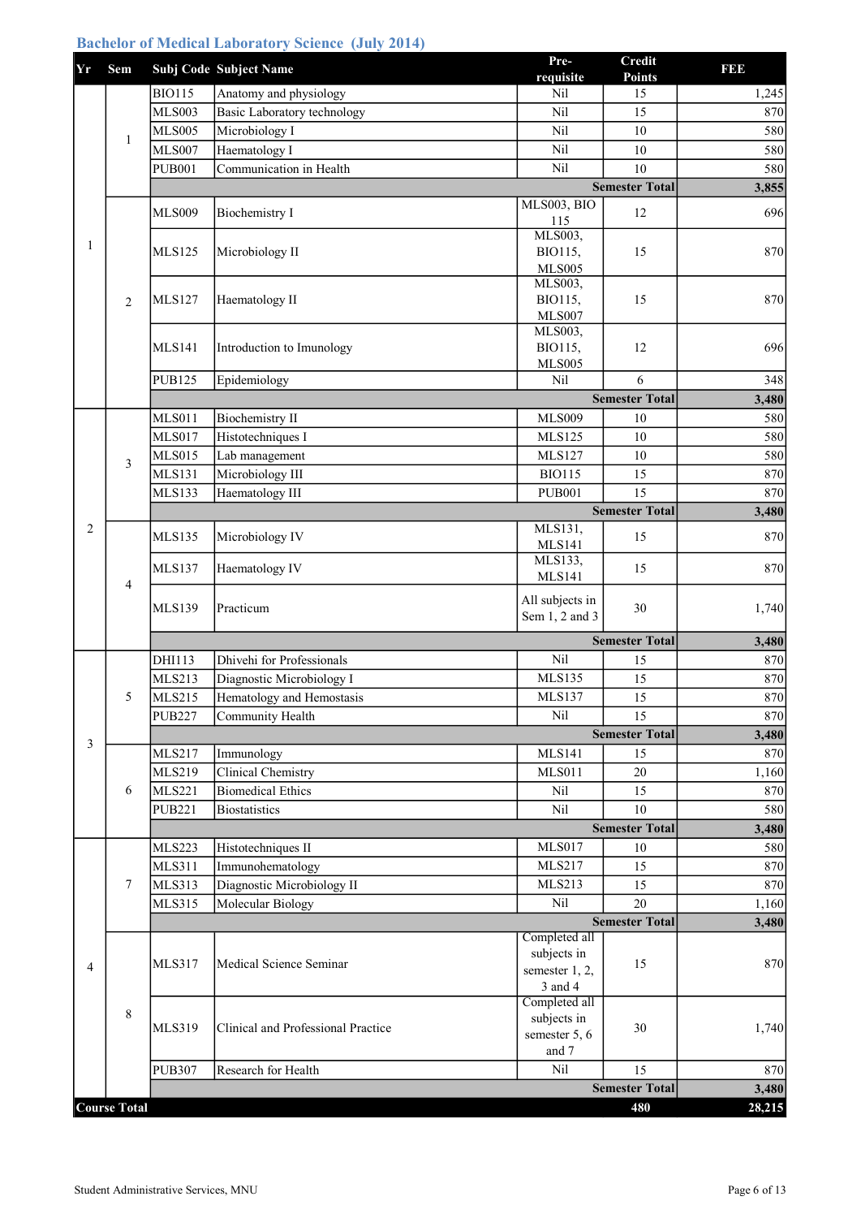## Bachelor of Medical Laboratory Science (July 2014)

| Yr | Sem | Subj Code | Subject Name | Pre-requisite | Credit Points | FEE |
|---|---|---|---|---|---|---|
| 1 | 1 | BIO115 | Anatomy and physiology | Nil | 15 | 1,245 |
| | | MLS003 | Basic Laboratory technology | Nil | 15 | 870 |
| | | MLS005 | Microbiology I | Nil | 10 | 580 |
| | | MLS007 | Haematology I | Nil | 10 | 580 |
| | | PUB001 | Communication in Health | Nil | 10 | 580 |
| | | | | | **Semester Total** | **3,855** |
| | 2 | MLS009 | Biochemistry I | MLS003, BIO 115 | 12 | 696 |
| | | MLS125 | Microbiology II | MLS003, BIO115, MLS005 | 15 | 870 |
| | | MLS127 | Haematology II | MLS003, BIO115, MLS007 | 15 | 870 |
| | | MLS141 | Introduction to Imunology | MLS003, BIO115, MLS005 | 12 | 696 |
| | | PUB125 | Epidemiology | Nil | 6 | 348 |
| | | | | | **Semester Total** | **3,480** |
| 2 | 3 | MLS011 | Biochemistry II | MLS009 | 10 | 580 |
| | | MLS017 | Histotechniques I | MLS125 | 10 | 580 |
| | | MLS015 | Lab management | MLS127 | 10 | 580 |
| | | MLS131 | Microbiology III | BIO115 | 15 | 870 |
| | | MLS133 | Haematology III | PUB001 | 15 | 870 |
| | | | | | **Semester Total** | **3,480** |
| | 4 | MLS135 | Microbiology IV | MLS131, MLS141 | 15 | 870 |
| | | MLS137 | Haematology IV | MLS133, MLS141 | 15 | 870 |
| | | MLS139 | Practicum | All subjects in Sem 1, 2 and 3 | 30 | 1,740 |
| | | | | | **Semester Total** | **3,480** |
| 3 | 5 | DHI113 | Dhivehi for Professionals | Nil | 15 | 870 |
| | | MLS213 | Diagnostic Microbiology I | MLS135 | 15 | 870 |
| | | MLS215 | Hematology and Hemostasis | MLS137 | 15 | 870 |
| | | PUB227 | Community Health | Nil | 15 | 870 |
| | | | | | **Semester Total** | **3,480** |
| | 6 | MLS217 | Immunology | MLS141 | 15 | 870 |
| | | MLS219 | Clinical Chemistry | MLS011 | 20 | 1,160 |
| | | MLS221 | Biomedical Ethics | Nil | 15 | 870 |
| | | PUB221 | Biostatistics | Nil | 10 | 580 |
| | | | | | **Semester Total** | **3,480** |
| 4 | 7 | MLS223 | Histotechniques II | MLS017 | 10 | 580 |
| | | MLS311 | Immunohematology | MLS217 | 15 | 870 |
| | | MLS313 | Diagnostic Microbiology II | MLS213 | 15 | 870 |
| | | MLS315 | Molecular Biology | Nil | 20 | 1,160 |
| | | | | | **Semester Total** | **3,480** |
| | 8 | MLS317 | Medical Science Seminar | Completed all subjects in semester 1, 2, 3 and 4 | 15 | 870 |
| | | MLS319 | Clinical and Professional Practice | Completed all subjects in semester 5, 6 and 7 | 30 | 1,740 |
| | | PUB307 | Research for Health | Nil | 15 | 870 |
| | | | | | **Semester Total** | **3,480** |
| **Course Total** | | | | | **480** | **28,215** |

Student Administrative Services, MNU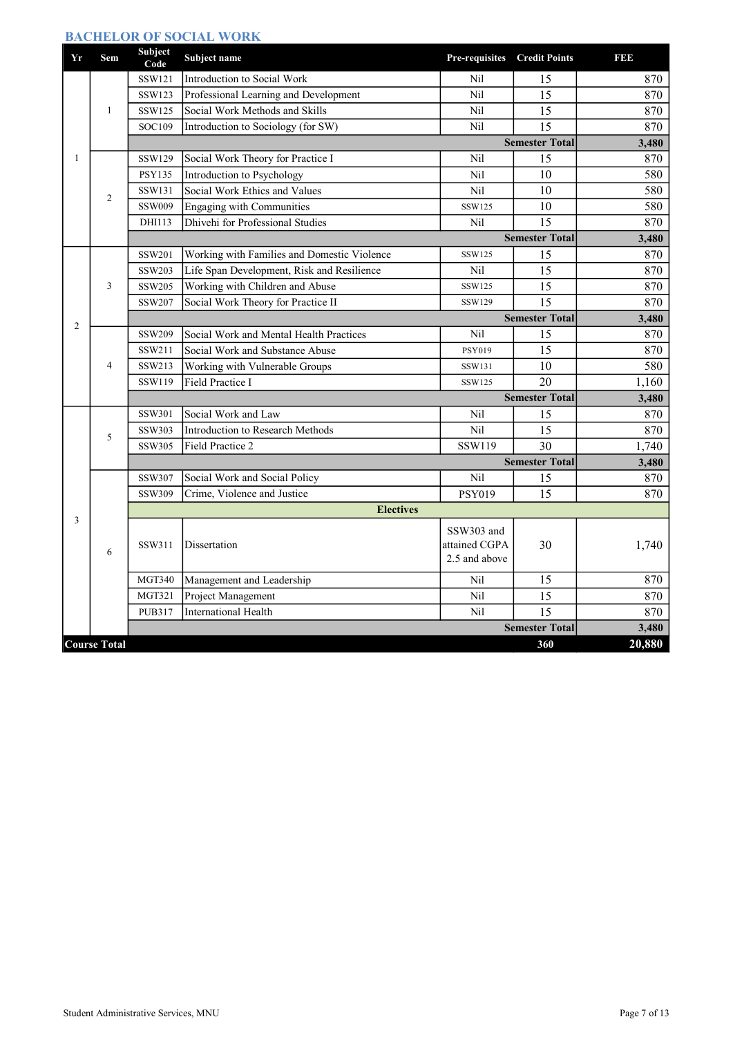## BACHELOR OF SOCIAL WORK

| Yr | Sem | Subject Code | Subject name | Pre-requisites | Credit Points | FEE |
|---|---|---|---|---|---|---|
| 1 | 1 | SSW121 | Introduction to Social Work | Nil | 15 | 870 |
| | | SSW123 | Professional Learning and Development | Nil | 15 | 870 |
| | | SSW125 | Social Work Methods and Skills | Nil | 15 | 870 |
| | | SOC109 | Introduction to Sociology (for SW) | Nil | 15 | 870 |
| | | | | | **Semester Total** | **3,480** |
| | 2 | SSW129 | Social Work Theory for Practice I | Nil | 15 | 870 |
| | | PSY135 | Introduction to Psychology | Nil | 10 | 580 |
| | | SSW131 | Social Work Ethics and Values | Nil | 10 | 580 |
| | | SSW009 | Engaging with Communities | SSW125 | 10 | 580 |
| | | DHI113 | Dhivehi for Professional Studies | Nil | 15 | 870 |
| | | | | | **Semester Total** | **3,480** |
| 2 | 3 | SSW201 | Working with Families and Domestic Violence | SSW125 | 15 | 870 |
| | | SSW203 | Life Span Development, Risk and Resilience | Nil | 15 | 870 |
| | | SSW205 | Working with Children and Abuse | SSW125 | 15 | 870 |
| | | SSW207 | Social Work Theory for Practice II | SSW129 | 15 | 870 |
| | | | | | **Semester Total** | **3,480** |
| | 4 | SSW209 | Social Work and Mental Health Practices | Nil | 15 | 870 |
| | | SSW211 | Social Work and Substance Abuse | PSY019 | 15 | 870 |
| | | SSW213 | Working with Vulnerable Groups | SSW131 | 10 | 580 |
| | | SSW119 | Field Practice I | SSW125 | 20 | 1,160 |
| | | | | | **Semester Total** | **3,480** |
| 3 | 5 | SSW301 | Social Work and Law | Nil | 15 | 870 |
| | | SSW303 | Introduction to Research Methods | Nil | 15 | 870 |
| | | SSW305 | Field Practice 2 | SSW119 | 30 | 1,740 |
| | | | | | **Semester Total** | **3,480** |
| | 6 | SSW307 | Social Work and Social Policy | Nil | 15 | 870 |
| | | SSW309 | Crime, Violence and Justice | PSY019 | 15 | 870 |
| | | | **Electives** | | | |
| | | SSW311 | Dissertation | SSW303 and attained CGPA 2.5 and above | 30 | 1,740 |
| | | MGT340 | Management and Leadership | Nil | 15 | 870 |
| | | MGT321 | Project Management | Nil | 15 | 870 |
| | | PUB317 | International Health | Nil | 15 | 870 |
| | | | | | **Semester Total** | **3,480** |
| **Course Total** | | | | | **360** | **20,880** |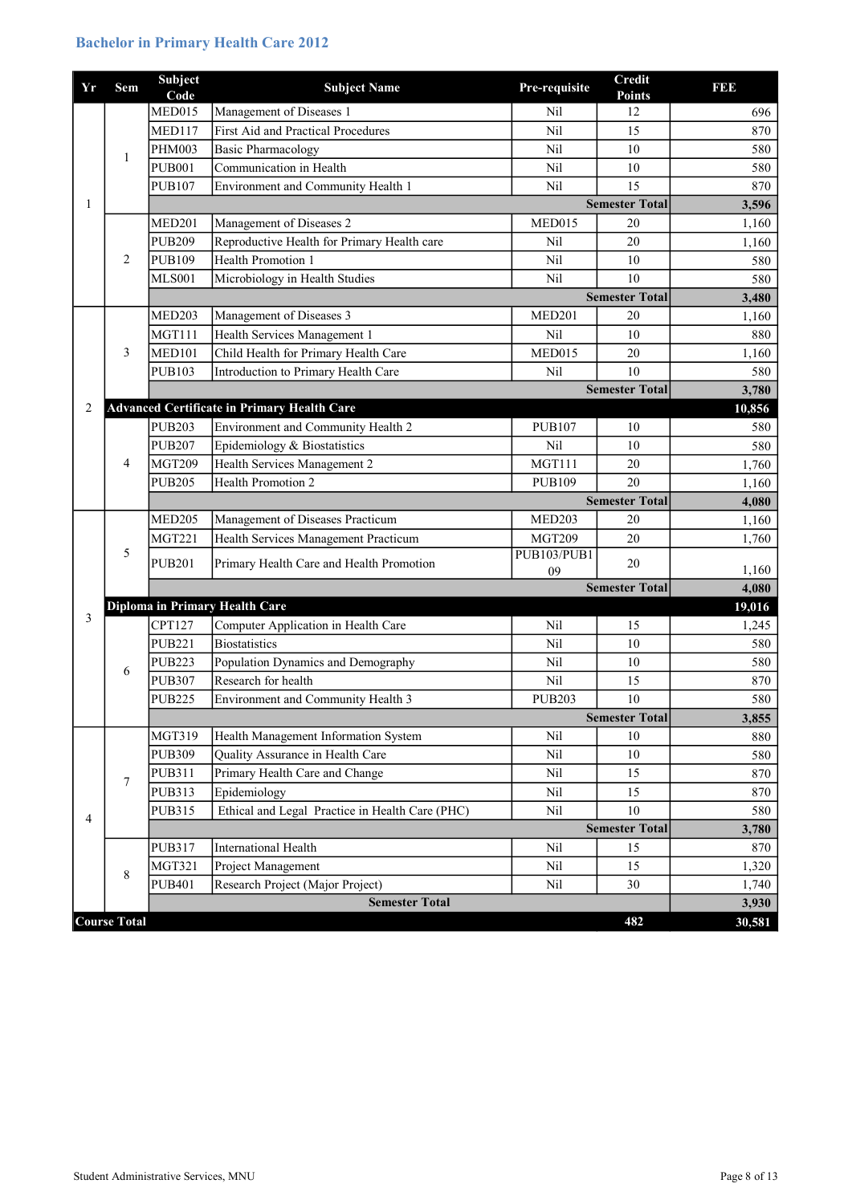# Bachelor in Primary Health Care 2012

| Yr | Sem | Subject Code | Subject Name | Pre-requisite | Credit Points | FEE |
|---|---|---|---|---|---|---|
| 1 | 1 | MED015 | Management of Diseases 1 | Nil | 12 | 696 |
| | | MED117 | First Aid and Practical Procedures | Nil | 15 | 870 |
| | | PHM003 | Basic Pharmacology | Nil | 10 | 580 |
| | | PUB001 | Communication in Health | Nil | 10 | 580 |
| | | PUB107 | Environment and Community Health 1 | Nil | 15 | 870 |
| | | | | | **Semester Total** | **3,596** |
| | 2 | MED201 | Management of Diseases 2 | MED015 | 20 | 1,160 |
| | | PUB209 | Reproductive Health for Primary Health care | Nil | 20 | 1,160 |
| | | PUB109 | Health Promotion 1 | Nil | 10 | 580 |
| | | MLS001 | Microbiology in Health Studies | Nil | 10 | 580 |
| | | | | | **Semester Total** | **3,480** |
| 2 | 3 | MED203 | Management of Diseases 3 | MED201 | 20 | 1,160 |
| | | MGT111 | Health Services Management 1 | Nil | 10 | 880 |
| | | MED101 | Child Health for Primary Health Care | MED015 | 20 | 1,160 |
| | | PUB103 | Introduction to Primary Health Care | Nil | 10 | 580 |
| | | | | | **Semester Total** | **3,780** |
| | **Advanced Certificate in Primary Health Care** | | | | | **10,856** |
| | 4 | PUB203 | Environment and Community Health 2 | PUB107 | 10 | 580 |
| | | PUB207 | Epidemiology & Biostatistics | Nil | 10 | 580 |
| | | MGT209 | Health Services Management 2 | MGT111 | 20 | 1,760 |
| | | PUB205 | Health Promotion 2 | PUB109 | 20 | 1,160 |
| | | | | | **Semester Total** | **4,080** |
| 3 | 5 | MED205 | Management of Diseases Practicum | MED203 | 20 | 1,160 |
| | | MGT221 | Health Services Management Practicum | MGT209 | 20 | 1,760 |
| | | PUB201 | Primary Health Care and Health Promotion | PUB103/PUB109 | 20 | 1,160 |
| | | | | | **Semester Total** | **4,080** |
| | **Diploma in Primary Health Care** | | | | | **19,016** |
| | 6 | CPT127 | Computer Application in Health Care | Nil | 15 | 1,245 |
| | | PUB221 | Biostatistics | Nil | 10 | 580 |
| | | PUB223 | Population Dynamics and Demography | Nil | 10 | 580 |
| | | PUB307 | Research for health | Nil | 15 | 870 |
| | | PUB225 | Environment and Community Health 3 | PUB203 | 10 | 580 |
| | | | | | **Semester Total** | **3,855** |
| 4 | 7 | MGT319 | Health Management Information System | Nil | 10 | 880 |
| | | PUB309 | Quality Assurance in Health Care | Nil | 10 | 580 |
| | | PUB311 | Primary Health Care and Change | Nil | 15 | 870 |
| | | PUB313 | Epidemiology | Nil | 15 | 870 |
| | | PUB315 | Ethical and Legal Practice in Health Care (PHC) | Nil | 10 | 580 |
| | | | | | **Semester Total** | **3,780** |
| | 8 | PUB317 | International Health | Nil | 15 | 870 |
| | | MGT321 | Project Management | Nil | 15 | 1,320 |
| | | PUB401 | Research Project (Major Project) | Nil | 30 | 1,740 |
| | | | **Semester Total** | | | **3,930** |
| **Course Total** | | | | | **482** | **30,581** |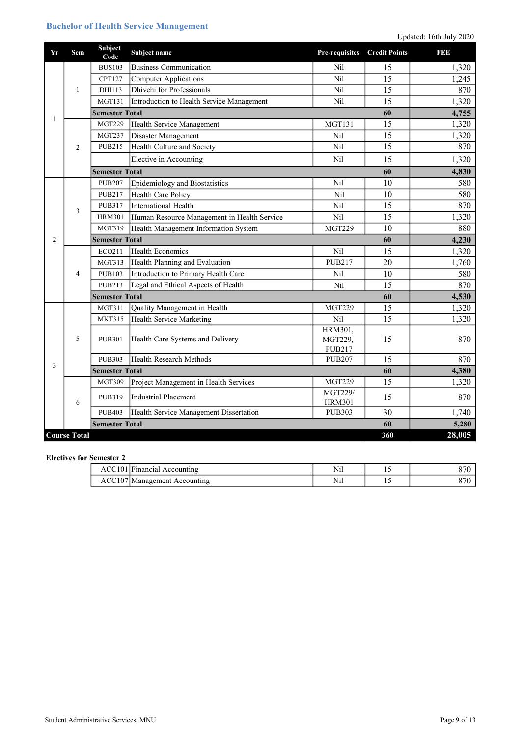# Bachelor of Health Service Management

Updated: 16th July 2020

| Yr | Sem | Subject Code | Subject name | Pre-requisites | Credit Points | FEE |
|---|---|---|---|---|---|---|
| 1 | 1 | BUS103 | Business Communication | Nil | 15 | 1,320 |
| | | CPT127 | Computer Applications | Nil | 15 | 1,245 |
| | | DHI113 | Dhivehi for Professionals | Nil | 15 | 870 |
| | | MGT131 | Introduction to Health Service Management | Nil | 15 | 1,320 |
| | | **Semester Total** | | | **60** | **4,755** |
| | 2 | MGT229 | Health Service Management | MGT131 | 15 | 1,320 |
| | | MGT237 | Disaster Management | Nil | 15 | 1,320 |
| | | PUB215 | Health Culture and Society | Nil | 15 | 870 |
| | | | Elective in Accounting | Nil | 15 | 1,320 |
| | | **Semester Total** | | | **60** | **4,830** |
| 2 | 3 | PUB207 | Epidemiology and Biostatistics | Nil | 10 | 580 |
| | | PUB217 | Health Care Policy | Nil | 10 | 580 |
| | | PUB317 | International Health | Nil | 15 | 870 |
| | | HRM301 | Human Resource Management in Health Service | Nil | 15 | 1,320 |
| | | MGT319 | Health Management Information System | MGT229 | 10 | 880 |
| | | **Semester Total** | | | **60** | **4,230** |
| | 4 | ECO211 | Health Economics | Nil | 15 | 1,320 |
| | | MGT313 | Health Planning and Evaluation | PUB217 | 20 | 1,760 |
| | | PUB103 | Introduction to Primary Health Care | Nil | 10 | 580 |
| | | PUB213 | Legal and Ethical Aspects of Health | Nil | 15 | 870 |
| | | **Semester Total** | | | **60** | **4,530** |
| 3 | 5 | MGT311 | Quality Management in Health | MGT229 | 15 | 1,320 |
| | | MKT315 | Health Service Marketing | Nil | 15 | 1,320 |
| | | PUB301 | Health Care Systems and Delivery | HRM301, MGT229, PUB217 | 15 | 870 |
| | | PUB303 | Health Research Methods | PUB207 | 15 | 870 |
| | | **Semester Total** | | | **60** | **4,380** |
| | 6 | MGT309 | Project Management in Health Services | MGT229 | 15 | 1,320 |
| | | PUB319 | Industrial Placement | MGT229/ HRM301 | 15 | 870 |
| | | PUB403 | Health Service Management Dissertation | PUB303 | 30 | 1,740 |
| | | **Semester Total** | | | **60** | **5,280** |
| **Course Total** | | | | | **360** | **28,005** |

**Electives for Semester 2**

| Subject Code | Subject name | Pre-requisites | Credit Points | FEE |
|---|---|---|---|---|
| ACC101 | Financial Accounting | Nil | 15 | 870 |
| ACC107 | Management Accounting | Nil | 15 | 870 |

Student Administrative Services, MNU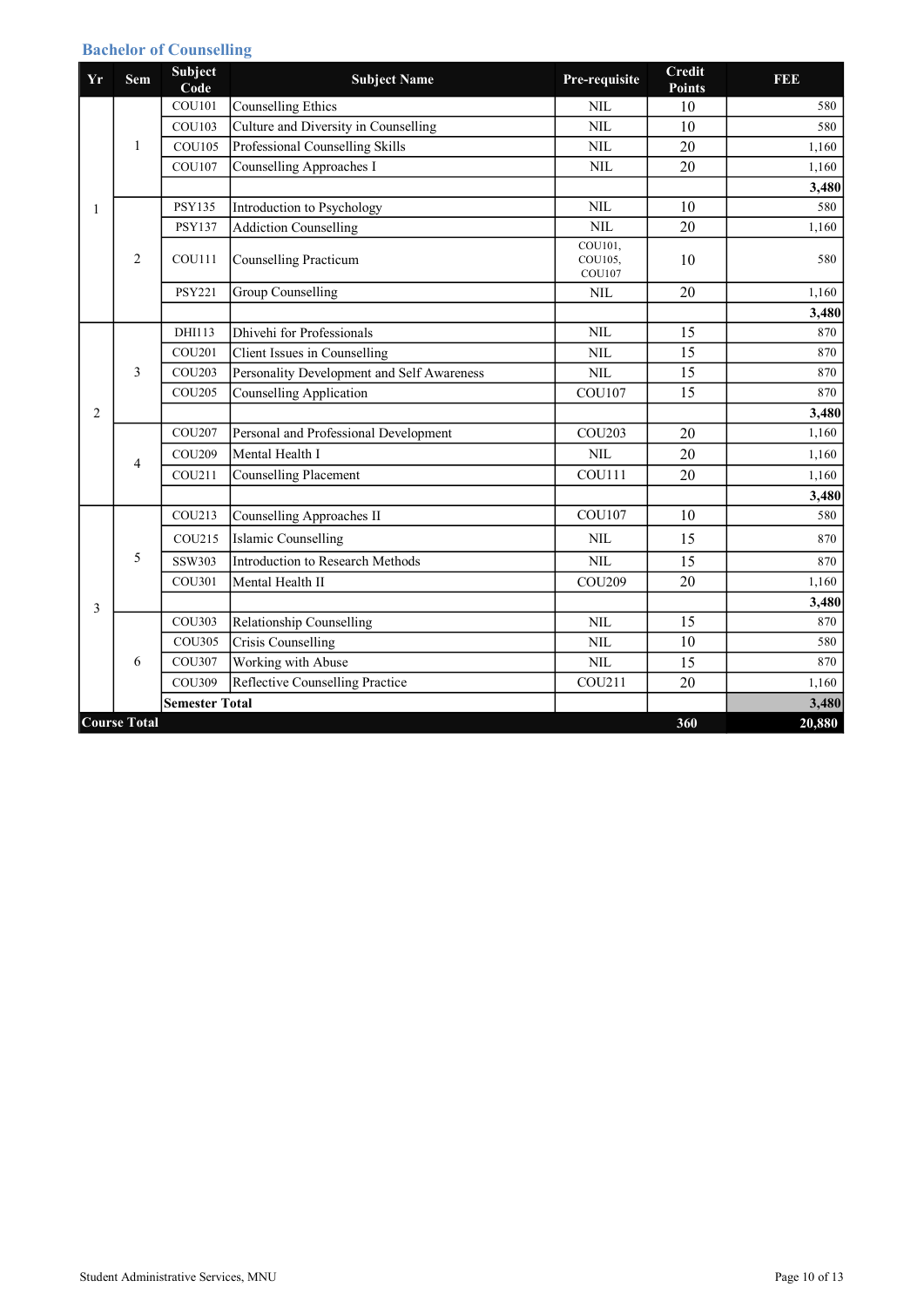## Bachelor of Counselling

| Yr | Sem | Subject Code | Subject Name | Pre-requisite | Credit Points | FEE |
|---|---|---|---|---|---|---|
| 1 | 1 | COU101 | Counselling Ethics | NIL | 10 | 580 |
| | | COU103 | Culture and Diversity in Counselling | NIL | 10 | 580 |
| | | COU105 | Professional Counselling Skills | NIL | 20 | 1,160 |
| | | COU107 | Counselling Approaches I | NIL | 20 | 1,160 |
| | | | | | | **3,480** |
| | 2 | PSY135 | Introduction to Psychology | NIL | 10 | 580 |
| | | PSY137 | Addiction Counselling | NIL | 20 | 1,160 |
| | | COU111 | Counselling Practicum | COU101, COU105, COU107 | 10 | 580 |
| | | PSY221 | Group Counselling | NIL | 20 | 1,160 |
| | | | | | | **3,480** |
| 2 | 3 | DHI113 | Dhivehi for Professionals | NIL | 15 | 870 |
| | | COU201 | Client Issues in Counselling | NIL | 15 | 870 |
| | | COU203 | Personality Development and Self Awareness | NIL | 15 | 870 |
| | | COU205 | Counselling Application | COU107 | 15 | 870 |
| | | | | | | **3,480** |
| | 4 | COU207 | Personal and Professional Development | COU203 | 20 | 1,160 |
| | | COU209 | Mental Health I | NIL | 20 | 1,160 |
| | | COU211 | Counselling Placement | COU111 | 20 | 1,160 |
| | | | | | | **3,480** |
| 3 | 5 | COU213 | Counselling Approaches II | COU107 | 10 | 580 |
| | | COU215 | Islamic Counselling | NIL | 15 | 870 |
| | | SSW303 | Introduction to Research Methods | NIL | 15 | 870 |
| | | COU301 | Mental Health II | COU209 | 20 | 1,160 |
| | | | | | | **3,480** |
| | 6 | COU303 | Relationship Counselling | NIL | 15 | 870 |
| | | COU305 | Crisis Counselling | NIL | 10 | 580 |
| | | COU307 | Working with Abuse | NIL | 15 | 870 |
| | | COU309 | Reflective Counselling Practice | COU211 | 20 | 1,160 |
| | | **Semester Total** | | | | **3,480** |
| **Course Total** | | | | | **360** | **20,880** |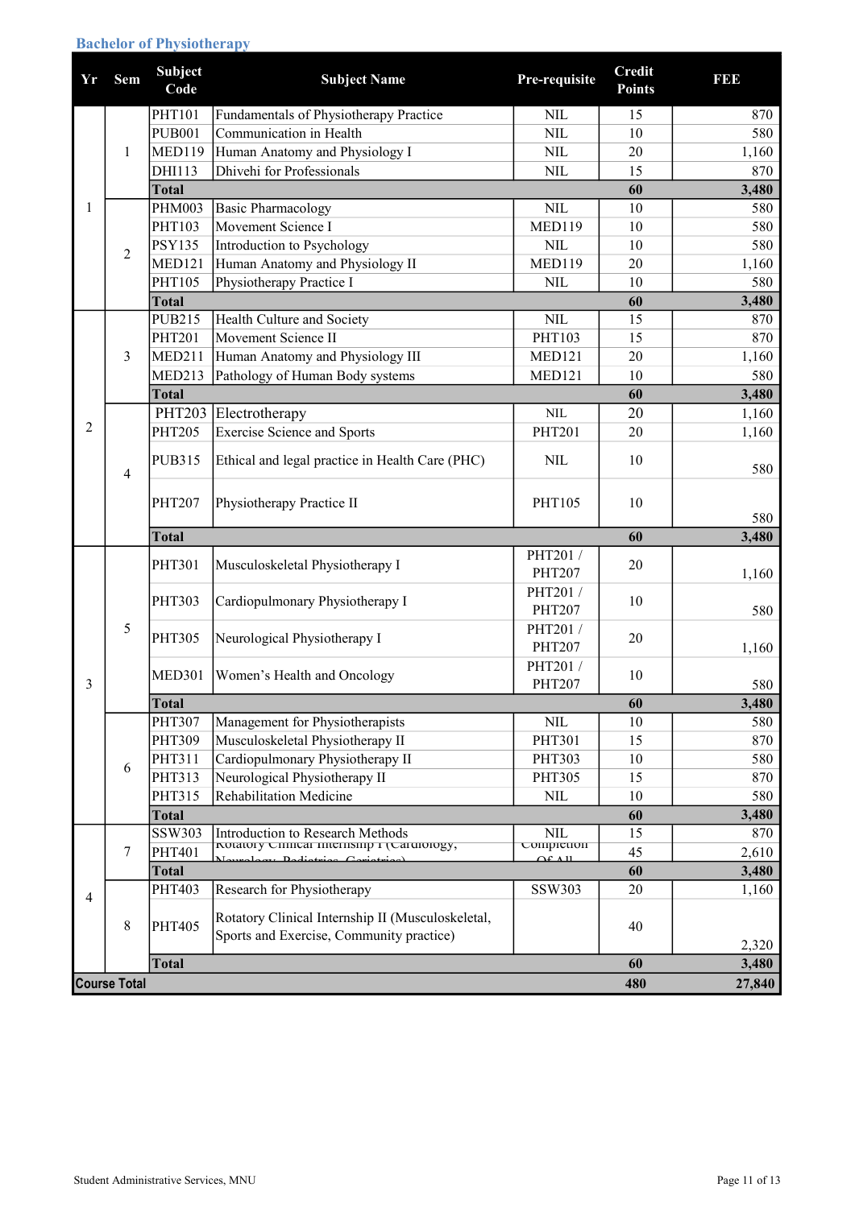## Bachelor of Physiotherapy

| Yr | Sem | Subject Code | Subject Name | Pre-requisite | Credit Points | FEE |
|---|---|---|---|---|---|---|
| 1 | 1 | PHT101 | Fundamentals of Physiotherapy Practice | NIL | 15 | 870 |
| | | PUB001 | Communication in Health | NIL | 10 | 580 |
| | | MED119 | Human Anatomy and Physiology I | NIL | 20 | 1,160 |
| | | DHI113 | Dhivehi for Professionals | NIL | 15 | 870 |
| | | **Total** | | | **60** | **3,480** |
| | 2 | PHM003 | Basic Pharmacology | NIL | 10 | 580 |
| | | PHT103 | Movement Science I | MED119 | 10 | 580 |
| | | PSY135 | Introduction to Psychology | NIL | 10 | 580 |
| | | MED121 | Human Anatomy and Physiology II | MED119 | 20 | 1,160 |
| | | PHT105 | Physiotherapy Practice I | NIL | 10 | 580 |
| | | **Total** | | | **60** | **3,480** |
| 2 | 3 | PUB215 | Health Culture and Society | NIL | 15 | 870 |
| | | PHT201 | Movement Science II | PHT103 | 15 | 870 |
| | | MED211 | Human Anatomy and Physiology III | MED121 | 20 | 1,160 |
| | | MED213 | Pathology of Human Body systems | MED121 | 10 | 580 |
| | | **Total** | | | **60** | **3,480** |
| | 4 | PHT203 | Electrotherapy | NIL | 20 | 1,160 |
| | | PHT205 | Exercise Science and Sports | PHT201 | 20 | 1,160 |
| | | PUB315 | Ethical and legal practice in Health Care (PHC) | NIL | 10 | 580 |
| | | PHT207 | Physiotherapy Practice II | PHT105 | 10 | 580 |
| | | **Total** | | | **60** | **3,480** |
| 3 | 5 | PHT301 | Musculoskeletal Physiotherapy I | PHT201 / PHT207 | 20 | 1,160 |
| | | PHT303 | Cardiopulmonary Physiotherapy I | PHT201 / PHT207 | 10 | 580 |
| | | PHT305 | Neurological Physiotherapy I | PHT201 / PHT207 | 20 | 1,160 |
| | | MED301 | Women's Health and Oncology | PHT201 / PHT207 | 10 | 580 |
| | | **Total** | | | **60** | **3,480** |
| | 6 | PHT307 | Management for Physiotherapists | NIL | 10 | 580 |
| | | PHT309 | Musculoskeletal Physiotherapy II | PHT301 | 15 | 870 |
| | | PHT311 | Cardiopulmonary Physiotherapy II | PHT303 | 10 | 580 |
| | | PHT313 | Neurological Physiotherapy II | PHT305 | 15 | 870 |
| | | PHT315 | Rehabilitation Medicine | NIL | 10 | 580 |
| | | **Total** | | | **60** | **3,480** |
| 4 | 7 | SSW303 | Introduction to Research Methods | NIL | 15 | 870 |
| | | PHT401 | Rotatory Clinical Internship I (Cardiology, Neurology, Pediatrics, Geriatrics) | Completion Of All | 45 | 2,610 |
| | | **Total** | | | **60** | **3,480** |
| | 8 | PHT403 | Research for Physiotherapy | SSW303 | 20 | 1,160 |
| | | PHT405 | Rotatory Clinical Internship II (Musculoskeletal, Sports and Exercise, Community practice) | | 40 | 2,320 |
| | | **Total** | | | **60** | **3,480** |
| **Course Total** | | | | | **480** | **27,840** |

Student Administrative Services, MNU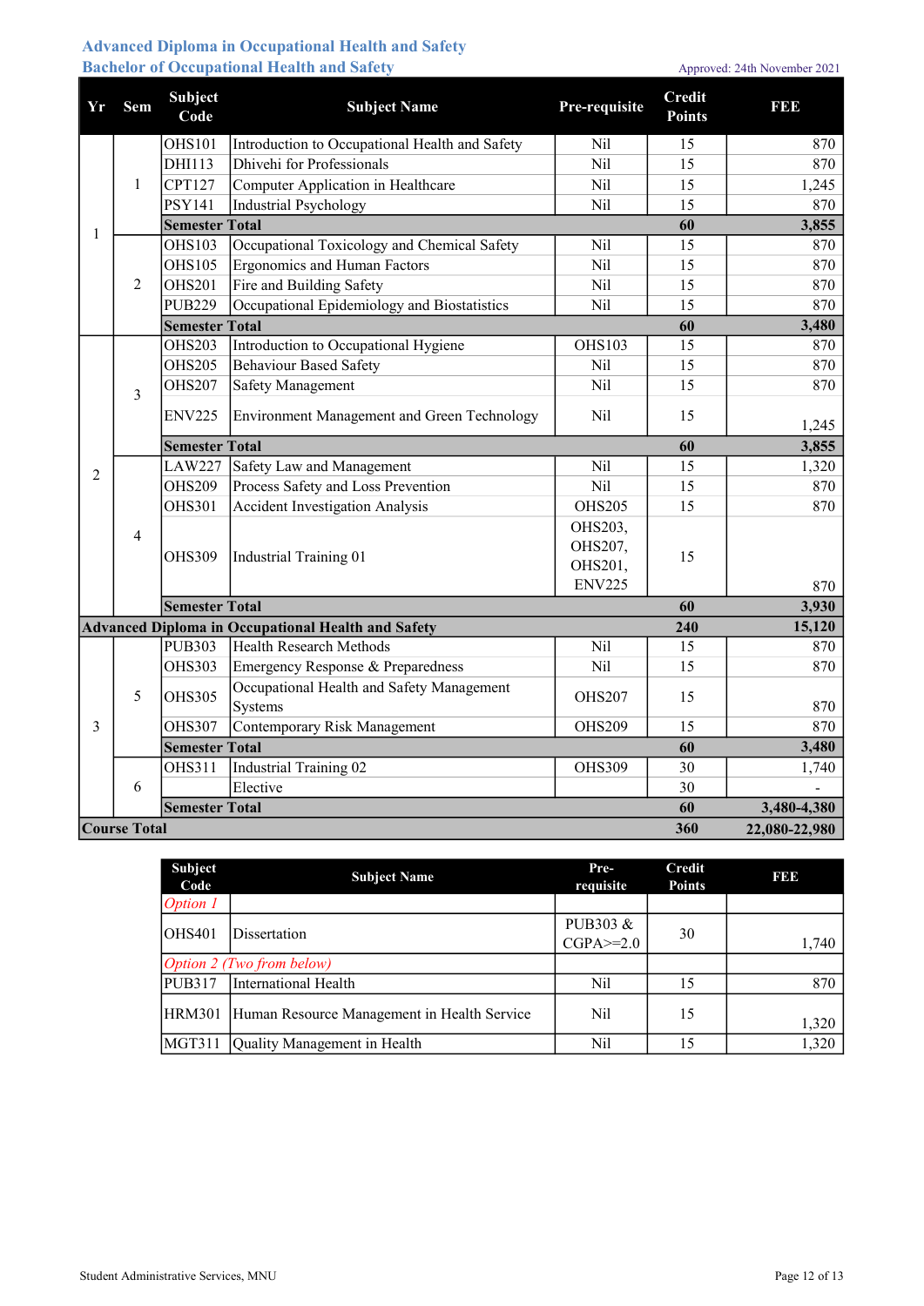## Advanced Diploma in Occupational Health and Safety
## Bachelor of Occupational Health and Safety

Approved: 24th November 2021

| Yr | Sem | Subject Code | Subject Name | Pre-requisite | Credit Points | FEE |
|---|---|---|---|---|---|---|
| 1 | 1 | OHS101 | Introduction to Occupational Health and Safety | Nil | 15 | 870 |
| | | DHI113 | Dhivehi for Professionals | Nil | 15 | 870 |
| | | CPT127 | Computer Application in Healthcare | Nil | 15 | 1,245 |
| | | PSY141 | Industrial Psychology | Nil | 15 | 870 |
| | | **Semester Total** | | | **60** | **3,855** |
| | 2 | OHS103 | Occupational Toxicology and Chemical Safety | Nil | 15 | 870 |
| | | OHS105 | Ergonomics and Human Factors | Nil | 15 | 870 |
| | | OHS201 | Fire and Building Safety | Nil | 15 | 870 |
| | | PUB229 | Occupational Epidemiology and Biostatistics | Nil | 15 | 870 |
| | | **Semester Total** | | | **60** | **3,480** |
| 2 | 3 | OHS203 | Introduction to Occupational Hygiene | OHS103 | 15 | 870 |
| | | OHS205 | Behaviour Based Safety | Nil | 15 | 870 |
| | | OHS207 | Safety Management | Nil | 15 | 870 |
| | | ENV225 | Environment Management and Green Technology | Nil | 15 | 1,245 |
| | | **Semester Total** | | | **60** | **3,855** |
| | 4 | LAW227 | Safety Law and Management | Nil | 15 | 1,320 |
| | | OHS209 | Process Safety and Loss Prevention | Nil | 15 | 870 |
| | | OHS301 | Accident Investigation Analysis | OHS205 | 15 | 870 |
| | | OHS309 | Industrial Training 01 | OHS203, OHS207, OHS201, ENV225 | 15 | 870 |
| | | **Semester Total** | | | **60** | **3,930** |
| **Advanced Diploma in Occupational Health and Safety** | | | | | **240** | **15,120** |
| 3 | 5 | PUB303 | Health Research Methods | Nil | 15 | 870 |
| | | OHS303 | Emergency Response & Preparedness | Nil | 15 | 870 |
| | | OHS305 | Occupational Health and Safety Management Systems | OHS207 | 15 | 870 |
| | | OHS307 | Contemporary Risk Management | OHS209 | 15 | 870 |
| | | **Semester Total** | | | **60** | **3,480** |
| | 6 | OHS311 | Industrial Training 02 | OHS309 | 30 | 1,740 |
| | | | Elective | | 30 | - |
| | | **Semester Total** | | | **60** | **3,480-4,380** |
| **Course Total** | | | | | **360** | **22,080-22,980** |

| Subject Code | Subject Name | Pre-requisite | Credit Points | FEE |
|---|---|---|---|---|
| *Option 1* | | | | |
| OHS401 | Dissertation | PUB303 & CGPA>=2.0 | 30 | 1,740 |
| *Option 2 (Two from below)* | | | | |
| PUB317 | International Health | Nil | 15 | 870 |
| HRM301 | Human Resource Management in Health Service | Nil | 15 | 1,320 |
| MGT311 | Quality Management in Health | Nil | 15 | 1,320 |

Student Administrative Services, MNU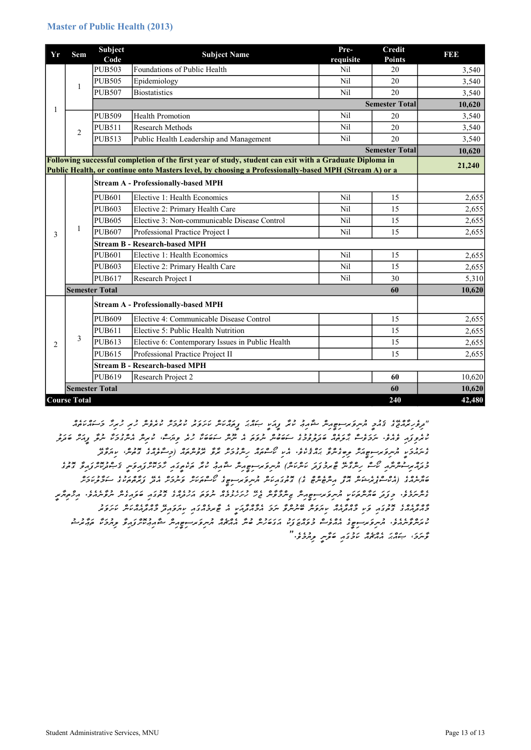## Master of Public Health (2013)

| Yr | Sem | Subject Code | Subject Name | Pre-requisite | Credit Points | FEE |
|---|---|---|---|---|---|---|
| 1 | 1 | PUB503 | Foundations of Public Health | Nil | 20 | 3,540 |
| | | PUB505 | Epidemiology | Nil | 20 | 3,540 |
| | | PUB507 | Biostatistics | Nil | 20 | 3,540 |
| | | | | | **Semester Total** | **10,620** |
| | 2 | PUB509 | Health Promotion | Nil | 20 | 3,540 |
| | | PUB511 | Research Methods | Nil | 20 | 3,540 |
| | | PUB513 | Public Health Leadership and Management | Nil | 20 | 3,540 |
| | | | | | **Semester Total** | **10,620** |
| **Following successful completion of the first year of study, student can exit with a Graduate Diploma in Public Health, or continue onto Masters level, by choosing a Professionally-based MPH (Stream A) or a** | | | | | | **21,240** |
| 3 | 1 | **Stream A - Professionally-based MPH** | | | | |
| | | PUB601 | Elective 1: Health Economics | Nil | 15 | 2,655 |
| | | PUB603 | Elective 2: Primary Health Care | Nil | 15 | 2,655 |
| | | PUB605 | Elective 3: Non-communicable Disease Control | Nil | 15 | 2,655 |
| | | PUB607 | Professional Practice Project I | Nil | 15 | 2,655 |
| | | **Stream B - Research-based MPH** | | | | |
| | | PUB601 | Elective 1: Health Economics | Nil | 15 | 2,655 |
| | | PUB603 | Elective 2: Primary Health Care | Nil | 15 | 2,655 |
| | | PUB617 | Research Project I | Nil | 30 | 5,310 |
| | **Semester Total** | | | | **60** | **10,620** |
| 2 | 3 | **Stream A - Professionally-based MPH** | | | | |
| | | PUB609 | Elective 4: Communicable Disease Control | | 15 | 2,655 |
| | | PUB611 | Elective 5: Public Health Nutrition | | 15 | 2,655 |
| | | PUB613 | Elective 6: Contemporary Issues in Public Health | | 15 | 2,655 |
| | | PUB615 | Professional Practice Project II | | 15 | 2,655 |
| | | **Stream B - Research-based MPH** | | | | |
| | | PUB619 | Research Project 2 | | **60** | 10,620 |
| | **Semester Total** | | | | **60** | **10,620** |
| **Course Total** | | | | | **240** | **42,480** |

"ދިވެހިރާއްޖޭގެ ޤައުމީ އުނިވަރސިޓީން ޝާއިޢު ކުރާ ފީ ފިޔަވައި ސަރުކާރު ފިނޭންސް ކަނޑައަޅާ ކުރިން ކަނޑައެޅި ހުރި ގޮތަށް ހުރި ހުރިހާ ކަންކަމެއް ކުރުވާލެވިދާނެއެވެ. ނަމަވެސް ޕްރޮގްރާމް ބަދަލުވުމުގެ ސަބަބުން ނުވަތަ އެ ނޫން ސަބަބަކާ ހުރެ ފީއަށް، ކޯހުން އެންޑްމިޓް ނުވާ ފިޔަވަޅު ބަލައި ގެނައުމަށް އުނިވަރސިޓީން ފިޔަވަޅު އަޅައިފިނަމަ. އެ ބަދަލެއް ހިނގައިގެން ހާޒިރު ވާ ދުވަހުގެ ކުރިން (މިސާލަކަށް ފުރަތަމަ ދުވަސް) ކަމުގައި މުއްދަތެއް އުނިވަރސިޓީން ކޯސް ހިނގާ މުއްދަތު ބަދަލުކޮށް (އުނިވަރސިޓީން ޝާއިޢު ކުރާ ދުވަސް) ބަދަލުކުރެވޭނެ ޔުނިޓެއް ބަދަލުކޮށް (ޕޯސްޓްގްރެޖުއޭޓް ޑިޕްލޮމާ އިން ޑިގްރީ) ގެ ފުރުޞަތު އުނިވަރސިޓީގެ ކޯސްތަކަށް ބަދަލުކުރުމަށް އެދޭ ދަރިވަރުންގެ ދަރިވަރުން ބެލެނިވެރިން ފީ ދައްކަން ޖެހޭނީ. އުނިވަރސިޓީގެ އެއްވެސް މުވައްޒަފަކު ނުވަތަ އެހެން ބަޔަކު އުނިވަރސިޓީން ޝާއިޢުކުރާ ފީގެ ތަފްސީލު ބަދަލުކުރާނަމަ، ސަރުކާރު އެންގުމާއި ކަމުގައި ބަލާނެ ފިޔަވަޅު."